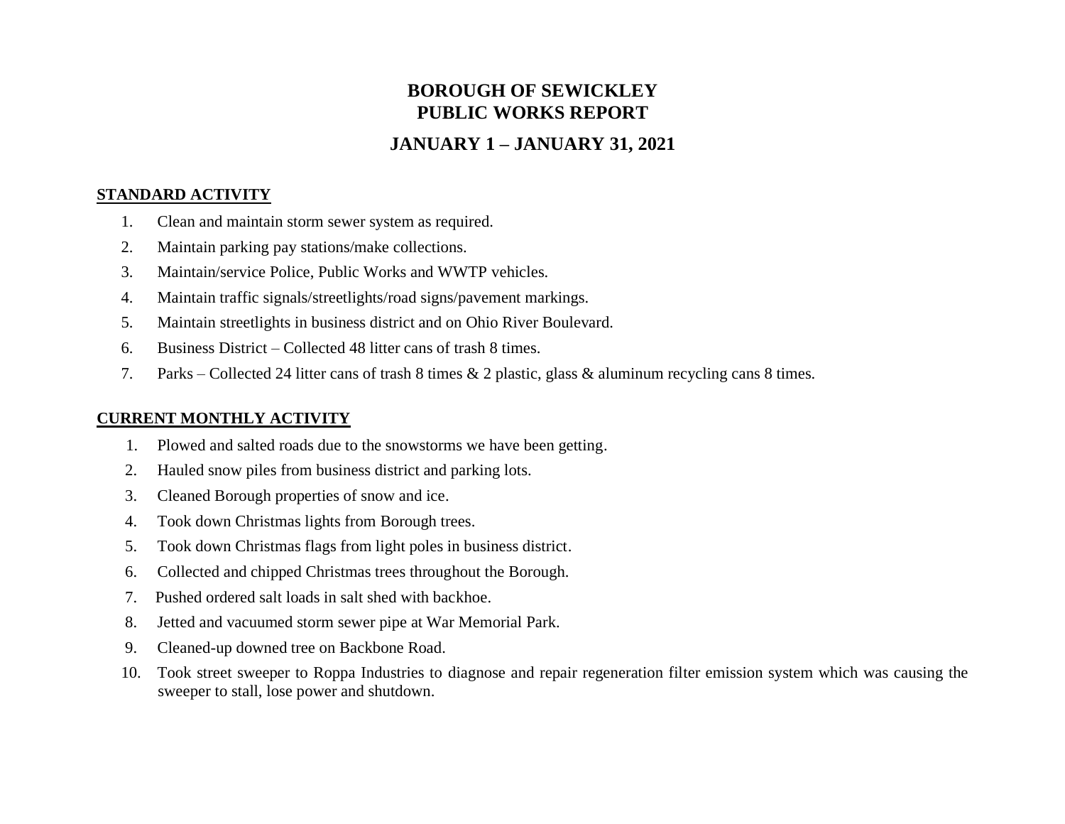# BOROUGH OF SEWICKLEY
# PUBLIC WORKS REPORT

## JANUARY 1 – JANUARY 31, 2021

**STANDARD ACTIVITY**

1. Clean and maintain storm sewer system as required.
2. Maintain parking pay stations/make collections.
3. Maintain/service Police, Public Works and WWTP vehicles.
4. Maintain traffic signals/streetlights/road signs/pavement markings.
5. Maintain streetlights in business district and on Ohio River Boulevard.
6. Business District – Collected 48 litter cans of trash 8 times.
7. Parks – Collected 24 litter cans of trash 8 times & 2 plastic, glass & aluminum recycling cans 8 times.

**CURRENT MONTHLY ACTIVITY**

1. Plowed and salted roads due to the snowstorms we have been getting.
2. Hauled snow piles from business district and parking lots.
3. Cleaned Borough properties of snow and ice.
4. Took down Christmas lights from Borough trees.
5. Took down Christmas flags from light poles in business district.
6. Collected and chipped Christmas trees throughout the Borough.
7. Pushed ordered salt loads in salt shed with backhoe.
8. Jetted and vacuumed storm sewer pipe at War Memorial Park.
9. Cleaned-up downed tree on Backbone Road.
10. Took street sweeper to Roppa Industries to diagnose and repair regeneration filter emission system which was causing the sweeper to stall, lose power and shutdown.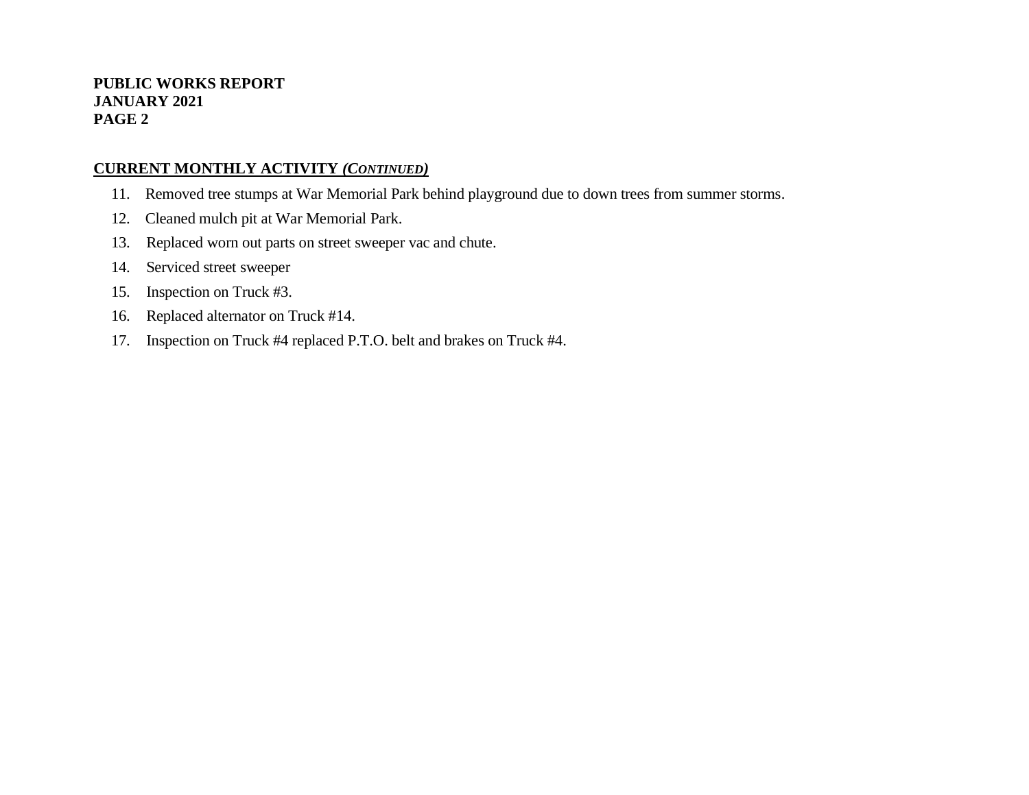## CURRENT MONTHLY ACTIVITY *(CONTINUED)*

11. Removed tree stumps at War Memorial Park behind playground due to down trees from summer storms.
12. Cleaned mulch pit at War Memorial Park.
13. Replaced worn out parts on street sweeper vac and chute.
14. Serviced street sweeper
15. Inspection on Truck #3.
16. Replaced alternator on Truck #14.
17. Inspection on Truck #4 replaced P.T.O. belt and brakes on Truck #4.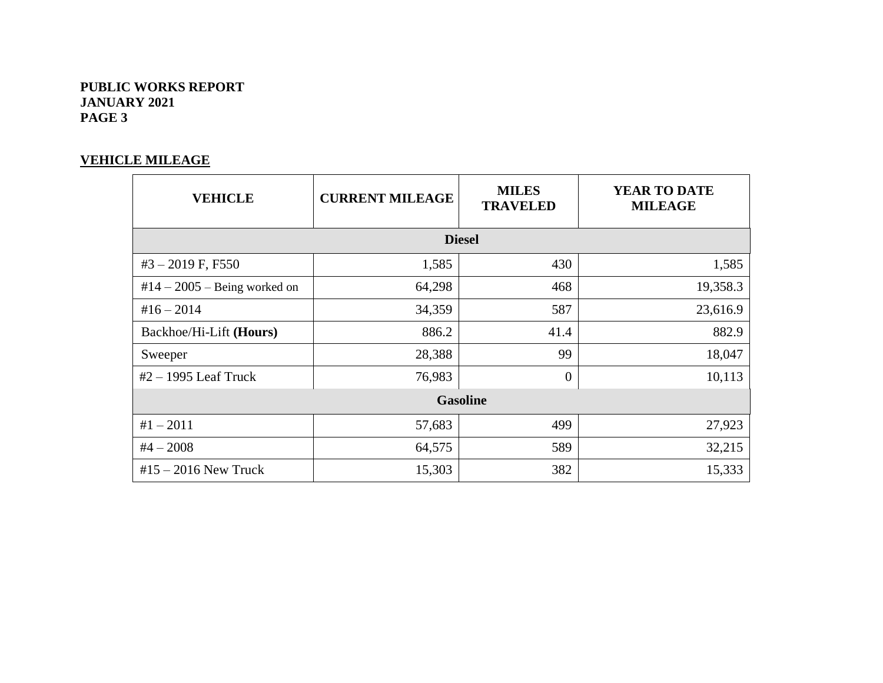**PUBLIC WORKS REPORT**
**JANUARY 2021**
**PAGE 3**

**VEHICLE MILEAGE**

| VEHICLE | CURRENT MILEAGE | MILES TRAVELED | YEAR TO DATE MILEAGE |
|---|---|---|---|
| **Diesel** | | | |
| #3 – 2019 F, F550 | 1,585 | 430 | 1,585 |
| #14 – 2005 – Being worked on | 64,298 | 468 | 19,358.3 |
| #16 – 2014 | 34,359 | 587 | 23,616.9 |
| Backhoe/Hi-Lift **(Hours)** | 886.2 | 41.4 | 882.9 |
| Sweeper | 28,388 | 99 | 18,047 |
| #2 – 1995 Leaf Truck | 76,983 | 0 | 10,113 |
| **Gasoline** | | | |
| #1 – 2011 | 57,683 | 499 | 27,923 |
| #4 – 2008 | 64,575 | 589 | 32,215 |
| #15 – 2016 New Truck | 15,303 | 382 | 15,333 |